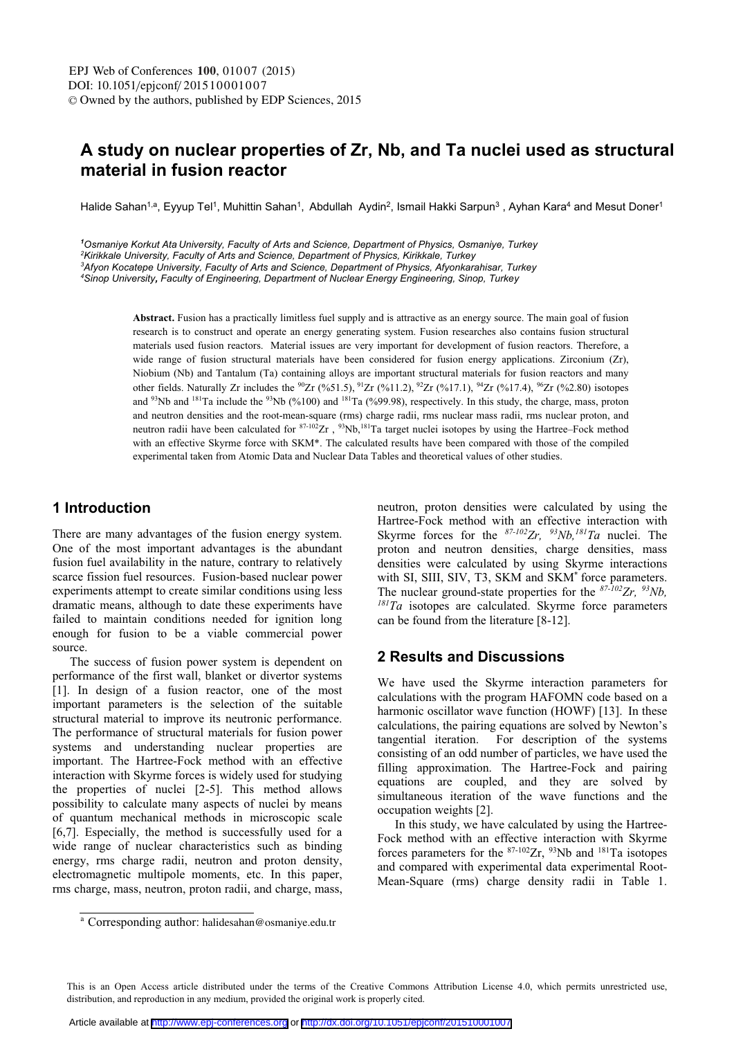# A study on nuclear properties of Zr, Nb, and Ta nuclei used as structural material in fusion reactor

Halide Sahan[1,a], Eyyup Tel[1], Muhittin Sahan[1], Abdullah Aydin[2], Ismail Hakki Sarpun[3], Ayhan Kara[4] and Mesut Doner[1]

[1] *Osmaniye Korkut Ata University, Faculty of Arts and Science, Department of Physics, Osmaniye, Turkey*
[2] *Kirikkale University, Faculty of Arts and Science, Department of Physics, Kirikkale, Turkey*
[3] *Afyon Kocatepe University, Faculty of Arts and Science, Department of Physics, Afyonkarahisar, Turkey*
[4] *Sinop University, Faculty of Engineering, Department of Nuclear Energy Engineering, Sinop, Turkey*

**Abstract.** Fusion has a practically limitless fuel supply and is attractive as an energy source. The main goal of fusion research is to construct and operate an energy generating system. Fusion researches also contains fusion structural materials used fusion reactors. Material issues are very important for development of fusion reactors. Therefore, a wide range of fusion structural materials have been considered for fusion energy applications. Zirconium (Zr), Niobium (Nb) and Tantalum (Ta) containing alloys are important structural materials for fusion reactors and many other fields. Naturally Zr includes the $^{90}Zr$ (%51.5), $^{91}Zr$ (%11.2), $^{92}Zr$ (%17.1), $^{94}Zr$ (%17.4), $^{96}Zr$ (%2.80) isotopes and $^{93}Nb$ and $^{181}Ta$ include the $^{93}Nb$ (%100) and $^{181}Ta$ (%99.98), respectively. In this study, the charge, mass, proton and neutron densities and the root-mean-square (rms) charge radii, rms nuclear mass radii, rms nuclear proton, and neutron radii have been calculated for $^{87-102}Zr$ , $^{93}Nb$,$^{181}Ta$ target nuclei isotopes by using the Hartree–Fock method with an effective Skyrme force with SKM*. The calculated results have been compared with those of the compiled experimental taken from Atomic Data and Nuclear Data Tables and theoretical values of other studies.

## 1 Introduction

There are many advantages of the fusion energy system. One of the most important advantages is the abundant fusion fuel availability in the nature, contrary to relatively scarce fission fuel resources. Fusion-based nuclear power experiments attempt to create similar conditions using less dramatic means, although to date these experiments have failed to maintain conditions needed for ignition long enough for fusion to be a viable commercial power source.

The success of fusion power system is dependent on performance of the first wall, blanket or divertor systems [1]. In design of a fusion reactor, one of the most important parameters is the selection of the suitable structural material to improve its neutronic performance. The performance of structural materials for fusion power systems and understanding nuclear properties are important. The Hartree-Fock method with an effective interaction with Skyrme forces is widely used for studying the properties of nuclei [2-5]. This method allows possibility to calculate many aspects of nuclei by means of quantum mechanical methods in microscopic scale [6,7]. Especially, the method is successfully used for a wide range of nuclear characteristics such as binding energy, rms charge radii, neutron and proton density, electromagnetic multipole moments, etc. In this paper, rms charge, mass, neutron, proton radii and charge, mass, neutron, proton densities were calculated by using the Hartree-Fock method with an effective interaction with Skyrme forces for the *$^{87-102}Zr$, $^{93}Nb$,$^{181}Ta$* nuclei. The proton and neutron densities, charge densities, mass densities were calculated by using Skyrme interactions with SI, SIII, SIV, T3, SKM and SKM* force parameters. The nuclear ground-state properties for the *$^{87-102}Zr$, $^{93}Nb$, $^{181}Ta$* isotopes are calculated. Skyrme force parameters can be found from the literature [8-12].

## 2 Results and Discussions

We have used the Skyrme interaction parameters for calculations with the program HAFOMN code based on a harmonic oscillator wave function (HOWF) [13]. In these calculations, the pairing equations are solved by Newton's tangential iteration. For description of the systems consisting of an odd number of particles, we have used the filling approximation. The Hartree-Fock and pairing equations are coupled, and they are solved by simultaneous iteration of the wave functions and the occupation weights [2].

In this study, we have calculated by using the Hartree-Fock method with an effective interaction with Skyrme forces parameters for the $^{87-102}Zr$, $^{93}Nb$ and $^{181}Ta$ isotopes and compared with experimental data experimental Root-Mean-Square (rms) charge density radii in Table 1.

[a] Corresponding author: halidesahan@osmaniye.edu.tr

This is an Open Access article distributed under the terms of the Creative Commons Attribution License 4.0, which permits unrestricted use, distribution, and reproduction in any medium, provided the original work is properly cited.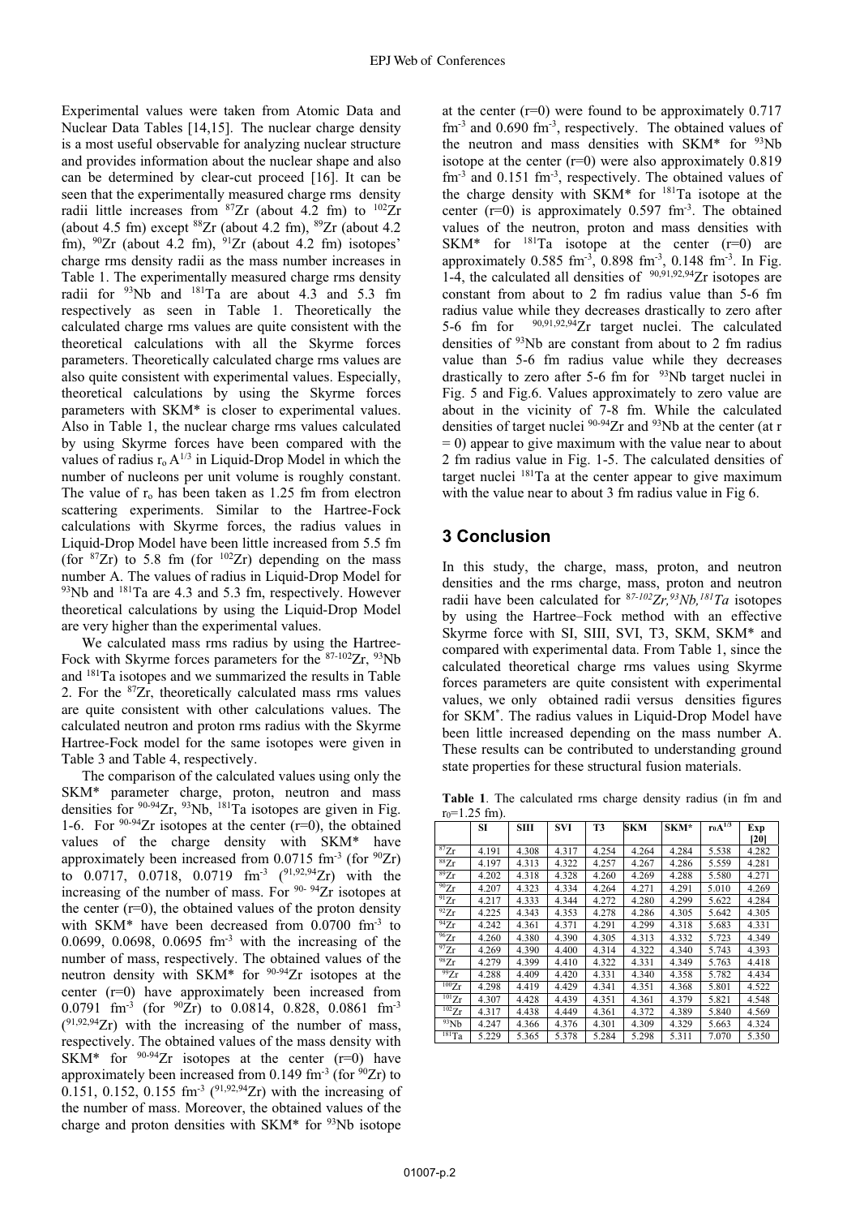Experimental values were taken from Atomic Data and Nuclear Data Tables [14,15]. The nuclear charge density is a most useful observable for analyzing nuclear structure and provides information about the nuclear shape and also can be determined by clear-cut proceed [16]. It can be seen that the experimentally measured charge rms density radii little increases from $^{87}$Zr (about 4.2 fm) to $^{102}$Zr (about 4.5 fm) except $^{88}$Zr (about 4.2 fm), $^{89}$Zr (about 4.2 fm), $^{90}$Zr (about 4.2 fm), $^{91}$Zr (about 4.2 fm) isotopes' charge rms density radii as the mass number increases in Table 1. The experimentally measured charge rms density radii for $^{93}$Nb and $^{181}$Ta are about 4.3 and 5.3 fm respectively as seen in Table 1. Theoretically the calculated charge rms values are quite consistent with the theoretical calculations with all the Skyrme forces parameters. Theoretically calculated charge rms values are also quite consistent with experimental values. Especially, theoretical calculations by using the Skyrme forces parameters with SKM* is closer to experimental values. Also in Table 1, the nuclear charge rms values calculated by using Skyrme forces have been compared with the values of radius $r_o A^{1/3}$ in Liquid-Drop Model in which the number of nucleons per unit volume is roughly constant. The value of $r_o$ has been taken as 1.25 fm from electron scattering experiments. Similar to the Hartree-Fock calculations with Skyrme forces, the radius values in Liquid-Drop Model have been little increased from 5.5 fm (for $^{87}$Zr) to 5.8 fm (for $^{102}$Zr) depending on the mass number A. The values of radius in Liquid-Drop Model for $^{93}$Nb and $^{181}$Ta are 4.3 and 5.3 fm, respectively. However theoretical calculations by using the Liquid-Drop Model are very higher than the experimental values.

We calculated mass rms radius by using the Hartree-Fock with Skyrme forces parameters for the $^{87-102}$Zr, $^{93}$Nb and $^{181}$Ta isotopes and we summarized the results in Table 2. For the $^{87}$Zr, theoretically calculated mass rms values are quite consistent with other calculations values. The calculated neutron and proton rms radius with the Skyrme Hartree-Fock model for the same isotopes were given in Table 3 and Table 4, respectively.

The comparison of the calculated values using only the SKM* parameter charge, proton, neutron and mass densities for $^{90-94}$Zr, $^{93}$Nb, $^{181}$Ta isotopes are given in Fig. 1-6. For $^{90-94}$Zr isotopes at the center (r=0), the obtained values of the charge density with SKM* have approximately been increased from 0.0715 fm$^{-3}$ (for $^{90}$Zr) to 0.0717, 0.0718, 0.0719 fm$^{-3}$ ($^{91,92,94}$Zr) with the increasing of the number of mass. For $^{90-94}$Zr isotopes at the center (r=0), the obtained values of the proton density with SKM* have been decreased from 0.0700 fm$^{-3}$ to 0.0699, 0.0698, 0.0695 fm$^{-3}$ with the increasing of the number of mass, respectively. The obtained values of the neutron density with SKM* for $^{90-94}$Zr isotopes at the center (r=0) have approximately been increased from 0.0791 fm$^{-3}$ (for $^{90}$Zr) to 0.0814, 0.828, 0.0861 fm$^{-3}$ ($^{91,92,94}$Zr) with the increasing of the number of mass, respectively. The obtained values of the mass density with SKM* for $^{90-94}$Zr isotopes at the center (r=0) have approximately been increased from 0.149 fm$^{-3}$ (for $^{90}$Zr) to 0.151, 0.152, 0.155 fm$^{-3}$ ($^{91,92,94}$Zr) with the increasing of the number of mass. Moreover, the obtained values of the charge and proton densities with SKM* for $^{93}$Nb isotope at the center (r=0) were found to be approximately 0.717 fm$^{-3}$ and 0.690 fm$^{-3}$, respectively. The obtained values of the neutron and mass densities with SKM* for $^{93}$Nb isotope at the center (r=0) were also approximately 0.819 fm$^{-3}$ and 0.151 fm$^{-3}$, respectively. The obtained values of the charge density with SKM* for $^{181}$Ta isotope at the center (r=0) is approximately 0.597 fm$^{-3}$. The obtained values of the neutron, proton and mass densities with SKM* for $^{181}$Ta isotope at the center (r=0) are approximately 0.585 fm$^{-3}$, 0.898 fm$^{-3}$, 0.148 fm$^{-3}$. In Fig. 1-4, the calculated all densities of $^{90,91,92,94}$Zr isotopes are constant from about to 2 fm radius value than 5-6 fm radius value while they decreases drastically to zero after 5-6 fm for $^{90,91,92,94}$Zr target nuclei. The calculated densities of $^{93}$Nb are constant from about to 2 fm radius value than 5-6 fm radius value while they decreases drastically to zero after 5-6 fm for $^{93}$Nb target nuclei in Fig. 5 and Fig.6. Values approximately to zero value are about in the vicinity of 7-8 fm. While the calculated densities of target nuclei $^{90-94}$Zr and $^{93}$Nb at the center (at r = 0) appear to give maximum with the value near to about 2 fm radius value in Fig. 1-5. The calculated densities of target nuclei $^{181}$Ta at the center appear to give maximum with the value near to about 3 fm radius value in Fig 6.

## 3 Conclusion

In this study, the charge, mass, proton, and neutron densities and the rms charge, mass, proton and neutron radii have been calculated for *$^{87-102}$Zr, $^{93}$Nb, $^{181}$Ta* isotopes by using the Hartree–Fock method with an effective Skyrme force with SI, SIII, SVI, T3, SKM, SKM* and compared with experimental data. From Table 1, since the calculated theoretical charge rms values using Skyrme forces parameters are quite consistent with experimental values, we only obtained radii versus densities figures for SKM*. The radius values in Liquid-Drop Model have been little increased depending on the mass number A. These results can be contributed to understanding ground state properties for these structural fusion materials.

**Table 1**. The calculated rms charge density radius (in fm and $r_0$=1.25 fm).

| | SI | SIII | SVI | T3 | SKM | SKM* | $r_0A^{1/3}$ | Exp [20] |
|---|---|---|---|---|---|---|---|---|
| $^{87}$Zr | 4.191 | 4.308 | 4.317 | 4.254 | 4.264 | 4.284 | 5.538 | 4.282 |
| $^{88}$Zr | 4.197 | 4.313 | 4.322 | 4.257 | 4.267 | 4.286 | 5.559 | 4.281 |
| $^{89}$Zr | 4.202 | 4.318 | 4.328 | 4.260 | 4.269 | 4.288 | 5.580 | 4.271 |
| $^{90}$Zr | 4.207 | 4.323 | 4.334 | 4.264 | 4.271 | 4.291 | 5.010 | 4.269 |
| $^{91}$Zr | 4.217 | 4.333 | 4.344 | 4.272 | 4.280 | 4.299 | 5.622 | 4.284 |
| $^{92}$Zr | 4.225 | 4.343 | 4.353 | 4.278 | 4.286 | 4.305 | 5.642 | 4.305 |
| $^{94}$Zr | 4.242 | 4.361 | 4.371 | 4.291 | 4.299 | 4.318 | 5.683 | 4.331 |
| $^{96}$Zr | 4.260 | 4.380 | 4.390 | 4.305 | 4.313 | 4.332 | 5.723 | 4.349 |
| $^{97}$Zr | 4.269 | 4.390 | 4.400 | 4.314 | 4.322 | 4.340 | 5.743 | 4.393 |
| $^{98}$Zr | 4.279 | 4.399 | 4.410 | 4.322 | 4.331 | 4.349 | 5.763 | 4.418 |
| $^{99}$Zr | 4.288 | 4.409 | 4.420 | 4.331 | 4.340 | 4.358 | 5.782 | 4.434 |
| $^{100}$Zr | 4.298 | 4.419 | 4.429 | 4.341 | 4.351 | 4.368 | 5.801 | 4.522 |
| $^{101}$Zr | 4.307 | 4.428 | 4.439 | 4.351 | 4.361 | 4.379 | 5.821 | 4.548 |
| $^{102}$Zr | 4.317 | 4.438 | 4.449 | 4.361 | 4.372 | 4.389 | 5.840 | 4.569 |
| $^{93}$Nb | 4.247 | 4.366 | 4.376 | 4.301 | 4.309 | 4.329 | 5.663 | 4.324 |
| $^{181}$Ta | 5.229 | 5.365 | 5.378 | 5.284 | 5.298 | 5.311 | 7.070 | 5.350 |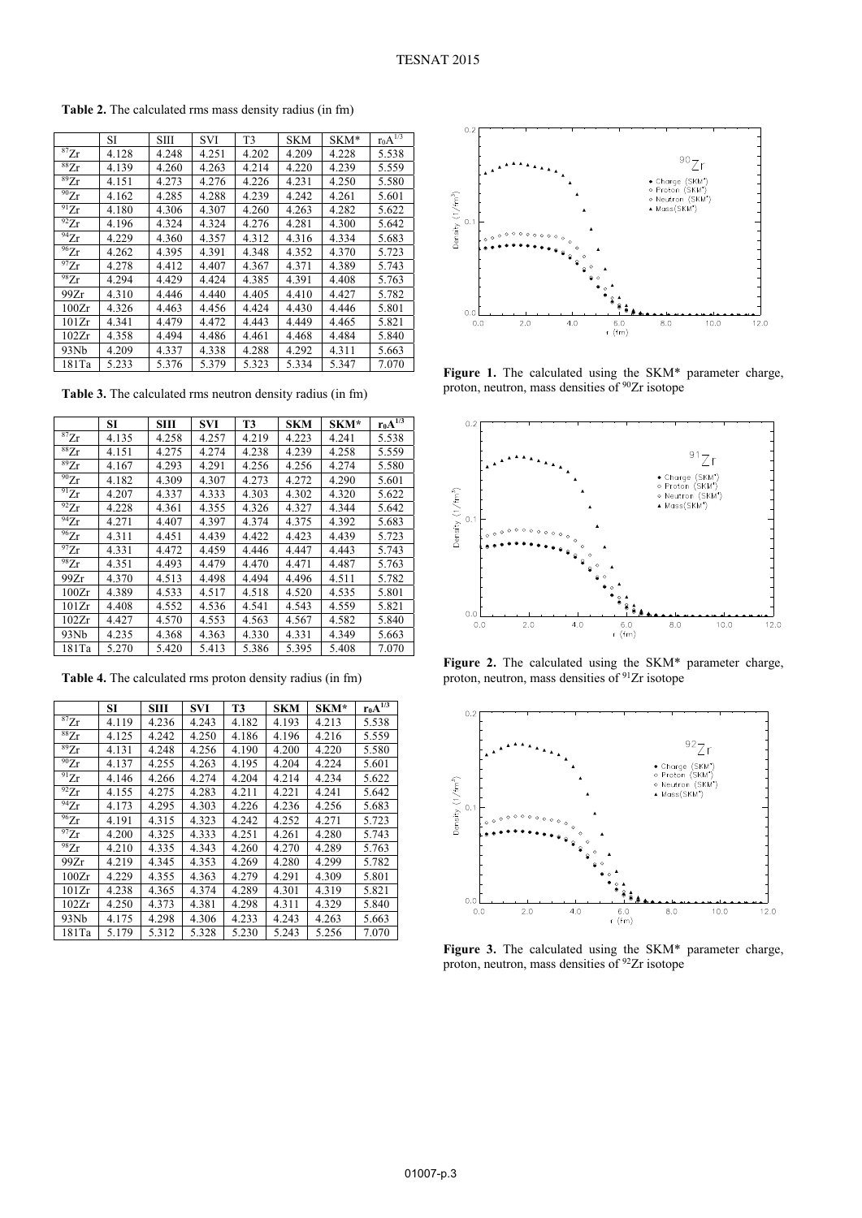**Table 2.** The calculated rms mass density radius (in fm)

| | SI | SIII | SVI | T3 | SKM | SKM* | $r_0A^{1/3}$ |
|---|---|---|---|---|---|---|---|
| $^{87}$Zr | 4.128 | 4.248 | 4.251 | 4.202 | 4.209 | 4.228 | 5.538 |
| $^{88}$Zr | 4.139 | 4.260 | 4.263 | 4.214 | 4.220 | 4.239 | 5.559 |
| $^{89}$Zr | 4.151 | 4.273 | 4.276 | 4.226 | 4.231 | 4.250 | 5.580 |
| $^{90}$Zr | 4.162 | 4.285 | 4.288 | 4.239 | 4.242 | 4.261 | 5.601 |
| $^{91}$Zr | 4.180 | 4.306 | 4.307 | 4.260 | 4.263 | 4.282 | 5.622 |
| $^{92}$Zr | 4.196 | 4.324 | 4.324 | 4.276 | 4.281 | 4.300 | 5.642 |
| $^{94}$Zr | 4.229 | 4.360 | 4.357 | 4.312 | 4.316 | 4.334 | 5.683 |
| $^{96}$Zr | 4.262 | 4.395 | 4.391 | 4.348 | 4.352 | 4.370 | 5.723 |
| $^{97}$Zr | 4.278 | 4.412 | 4.407 | 4.367 | 4.371 | 4.389 | 5.743 |
| $^{98}$Zr | 4.294 | 4.429 | 4.424 | 4.385 | 4.391 | 4.408 | 5.763 |
| 99Zr | 4.310 | 4.446 | 4.440 | 4.405 | 4.410 | 4.427 | 5.782 |
| 100Zr | 4.326 | 4.463 | 4.456 | 4.424 | 4.430 | 4.446 | 5.801 |
| 101Zr | 4.341 | 4.479 | 4.472 | 4.443 | 4.449 | 4.465 | 5.821 |
| 102Zr | 4.358 | 4.494 | 4.486 | 4.461 | 4.468 | 4.484 | 5.840 |
| 93Nb | 4.209 | 4.337 | 4.338 | 4.288 | 4.292 | 4.311 | 5.663 |
| 181Ta | 5.233 | 5.376 | 5.379 | 5.323 | 5.334 | 5.347 | 7.070 |

**Table 3.** The calculated rms neutron density radius (in fm)

| | SI | SIII | SVI | T3 | SKM | SKM* | $r_0A^{1/3}$ |
|---|---|---|---|---|---|---|---|
| $^{87}$Zr | 4.135 | 4.258 | 4.257 | 4.219 | 4.223 | 4.241 | 5.538 |
| $^{88}$Zr | 4.151 | 4.275 | 4.274 | 4.238 | 4.239 | 4.258 | 5.559 |
| $^{89}$Zr | 4.167 | 4.293 | 4.291 | 4.256 | 4.256 | 4.274 | 5.580 |
| $^{90}$Zr | 4.182 | 4.309 | 4.307 | 4.273 | 4.272 | 4.290 | 5.601 |
| $^{91}$Zr | 4.207 | 4.337 | 4.333 | 4.303 | 4.302 | 4.320 | 5.622 |
| $^{92}$Zr | 4.228 | 4.361 | 4.355 | 4.326 | 4.327 | 4.344 | 5.642 |
| $^{94}$Zr | 4.271 | 4.407 | 4.397 | 4.374 | 4.375 | 4.392 | 5.683 |
| $^{96}$Zr | 4.311 | 4.451 | 4.439 | 4.422 | 4.423 | 4.439 | 5.723 |
| $^{97}$Zr | 4.331 | 4.472 | 4.459 | 4.446 | 4.447 | 4.443 | 5.743 |
| $^{98}$Zr | 4.351 | 4.493 | 4.479 | 4.470 | 4.471 | 4.487 | 5.763 |
| 99Zr | 4.370 | 4.513 | 4.498 | 4.494 | 4.496 | 4.511 | 5.782 |
| 100Zr | 4.389 | 4.533 | 4.517 | 4.518 | 4.520 | 4.535 | 5.801 |
| 101Zr | 4.408 | 4.552 | 4.536 | 4.541 | 4.543 | 4.559 | 5.821 |
| 102Zr | 4.427 | 4.570 | 4.553 | 4.563 | 4.567 | 4.582 | 5.840 |
| 93Nb | 4.235 | 4.368 | 4.363 | 4.330 | 4.331 | 4.349 | 5.663 |
| 181Ta | 5.270 | 5.420 | 5.413 | 5.386 | 5.395 | 5.408 | 7.070 |

**Table 4.** The calculated rms proton density radius (in fm)

| | SI | SIII | SVI | T3 | SKM | SKM* | $r_0A^{1/3}$ |
|---|---|---|---|---|---|---|---|
| $^{87}$Zr | 4.119 | 4.236 | 4.243 | 4.182 | 4.193 | 4.213 | 5.538 |
| $^{88}$Zr | 4.125 | 4.242 | 4.250 | 4.186 | 4.196 | 4.216 | 5.559 |
| $^{89}$Zr | 4.131 | 4.248 | 4.256 | 4.190 | 4.200 | 4.220 | 5.580 |
| $^{90}$Zr | 4.137 | 4.255 | 4.263 | 4.195 | 4.204 | 4.224 | 5.601 |
| $^{91}$Zr | 4.146 | 4.266 | 4.274 | 4.204 | 4.214 | 4.234 | 5.622 |
| $^{92}$Zr | 4.155 | 4.275 | 4.283 | 4.211 | 4.221 | 4.241 | 5.642 |
| $^{94}$Zr | 4.173 | 4.295 | 4.303 | 4.226 | 4.236 | 4.256 | 5.683 |
| $^{96}$Zr | 4.191 | 4.315 | 4.323 | 4.242 | 4.252 | 4.271 | 5.723 |
| $^{97}$Zr | 4.200 | 4.325 | 4.333 | 4.251 | 4.261 | 4.280 | 5.743 |
| $^{98}$Zr | 4.210 | 4.335 | 4.343 | 4.260 | 4.270 | 4.289 | 5.763 |
| 99Zr | 4.219 | 4.345 | 4.353 | 4.269 | 4.280 | 4.299 | 5.782 |
| 100Zr | 4.229 | 4.355 | 4.363 | 4.279 | 4.291 | 4.309 | 5.801 |
| 101Zr | 4.238 | 4.365 | 4.374 | 4.289 | 4.301 | 4.319 | 5.821 |
| 102Zr | 4.250 | 4.373 | 4.381 | 4.298 | 4.311 | 4.329 | 5.840 |
| 93Nb | 4.175 | 4.298 | 4.306 | 4.233 | 4.243 | 4.263 | 5.663 |
| 181Ta | 5.179 | 5.312 | 5.328 | 5.230 | 5.243 | 5.256 | 7.070 |

**Figure 1.** The calculated using the SKM* parameter charge, proton, neutron, mass densities of $^{90}$Zr isotope

**Figure 2.** The calculated using the SKM* parameter charge, proton, neutron, mass densities of $^{91}$Zr isotope

**Figure 3.** The calculated using the SKM* parameter charge, proton, neutron, mass densities of $^{92}$Zr isotope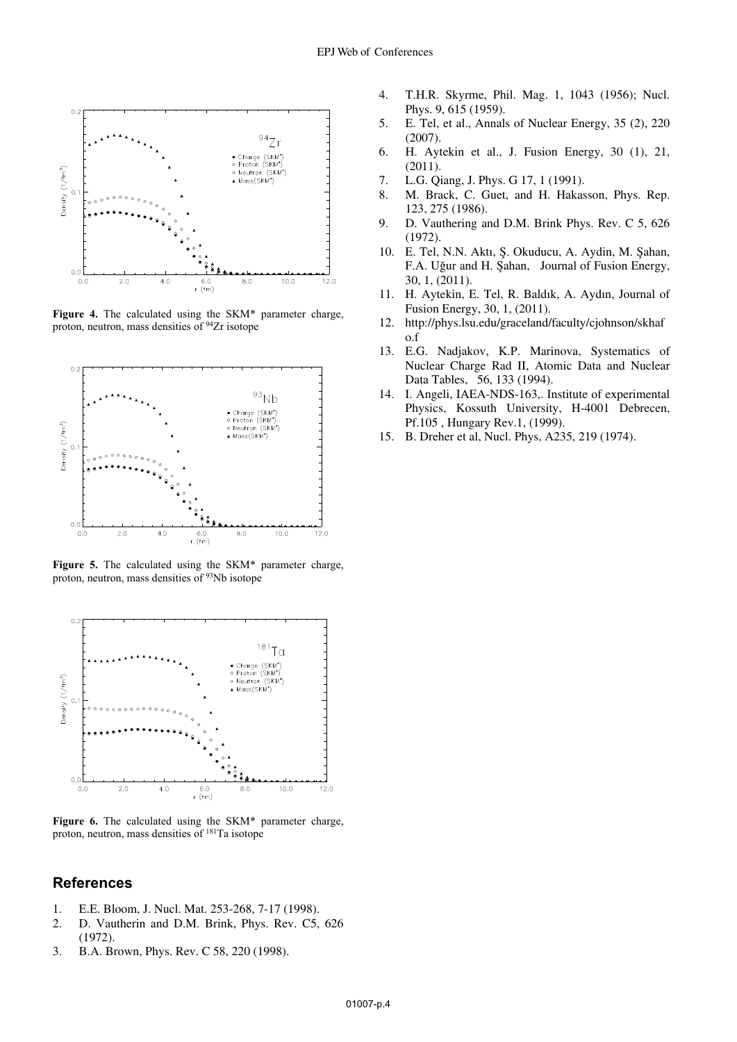0.2

$^{94}$Zr

• Charge (SKM*)
◦ Proton (SKM*)
◇ Neutron (SKM*)
▲ Mass(SKM*)

Density (1/fm$^3$)

0.1

0.0

0.0 2.0 4.0 6.0 8.0 10.0 12.0

r (fm)

**Figure 4.** The calculated using the SKM* parameter charge, proton, neutron, mass densities of $^{94}$Zr isotope

0.2

$^{93}$Nb

• Charge (SKM*)
◦ Proton (SKM*)
◇ Neutron (SKM*)
▲ Mass(SKM*)

Density (1/fm$^3$)

0.1

0.0

0.0 2.0 4.0 6.0 8.0 10.0 12.0

r (fm)

**Figure 5.** The calculated using the SKM* parameter charge, proton, neutron, mass densities of $^{93}$Nb isotope

0.2

$^{181}$Ta

• Charge (SKM*)
◦ Proton (SKM*)
◇ Neutron (SKM*)
▲ Mass(SKM*)

Density (1/fm$^3$)

0.1

0.0

0.0 2.0 4.0 6.0 8.0 10.0 12.0

r (fm)

**Figure 6.** The calculated using the SKM* parameter charge, proton, neutron, mass densities of $^{181}$Ta isotope

## References

1. E.E. Bloom, J. Nucl. Mat. 253-268, 7-17 (1998).
2. D. Vautherin and D.M. Brink, Phys. Rev. C5, 626 (1972).
3. B.A. Brown, Phys. Rev. C 58, 220 (1998).
4. T.H.R. Skyrme, Phil. Mag. 1, 1043 (1956); Nucl. Phys. 9, 615 (1959).
5. E. Tel, et al., Annals of Nuclear Energy, 35 (2), 220 (2007).
6. H. Aytekin et al., J. Fusion Energy, 30 (1), 21, (2011).
7. L.G. Qiang, J. Phys. G 17, 1 (1991).
8. M. Brack, C. Guet, and H. Hakasson, Phys. Rep. 123, 275 (1986).
9. D. Vauthering and D.M. Brink Phys. Rev. C 5, 626 (1972).
10. E. Tel, N.N. Aktı, Ş. Okuducu, A. Aydin, M. Şahan, F.A. Uğur and H. Şahan, Journal of Fusion Energy, 30, 1, (2011).
11. H. Aytekin, E. Tel, R. Baldık, A. Aydın, Journal of Fusion Energy, 30, 1, (2011).
12. http://phys.lsu.edu/graceland/faculty/cjohnson/skhafo.f
13. E.G. Nadjakov, K.P. Marinova, Systematics of Nuclear Charge Rad II, Atomic Data and Nuclear Data Tables, 56, 133 (1994).
14. I. Angeli, IAEA-NDS-163,. Institute of experimental Physics, Kossuth University, H-4001 Debrecen, Pf.105 , Hungary Rev.1, (1999).
15. B. Dreher et al, Nucl. Phys, A235, 219 (1974).